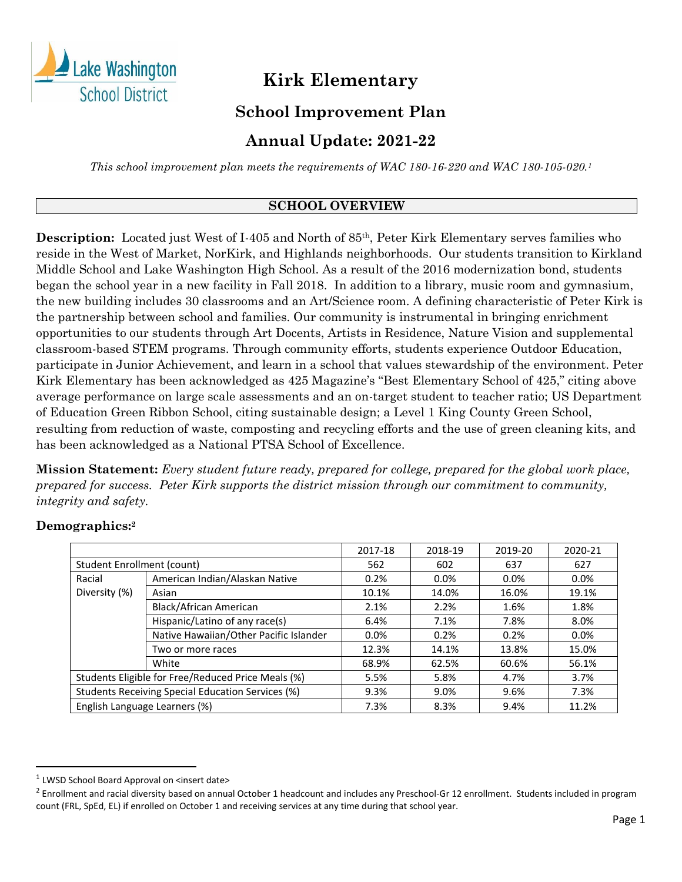# Kirk Elementary

## School Improvement Plan

## Annual Update: 2021-22

*This school improvement plan meets the requirements of WAC 180-16-220 and WAC 180-105-020.*[1]

### SCHOOL OVERVIEW

**Description:** Located just West of I-405 and North of 85th, Peter Kirk Elementary serves families who reside in the West of Market, NorKirk, and Highlands neighborhoods. Our students transition to Kirkland Middle School and Lake Washington High School. As a result of the 2016 modernization bond, students began the school year in a new facility in Fall 2018. In addition to a library, music room and gymnasium, the new building includes 30 classrooms and an Art/Science room. A defining characteristic of Peter Kirk is the partnership between school and families. Our community is instrumental in bringing enrichment opportunities to our students through Art Docents, Artists in Residence, Nature Vision and supplemental classroom-based STEM programs. Through community efforts, students experience Outdoor Education, participate in Junior Achievement, and learn in a school that values stewardship of the environment. Peter Kirk Elementary has been acknowledged as 425 Magazine's "Best Elementary School of 425," citing above average performance on large scale assessments and an on-target student to teacher ratio; US Department of Education Green Ribbon School, citing sustainable design; a Level 1 King County Green School, resulting from reduction of waste, composting and recycling efforts and the use of green cleaning kits, and has been acknowledged as a National PTSA School of Excellence.

**Mission Statement:** *Every student future ready, prepared for college, prepared for the global work place, prepared for success. Peter Kirk supports the district mission through our commitment to community, integrity and safety.*

**Demographics:**[2]

| | | 2017-18 | 2018-19 | 2019-20 | 2020-21 |
|---|---|---|---|---|---|
| Student Enrollment (count) | | 562 | 602 | 637 | 627 |
| Racial Diversity (%) | American Indian/Alaskan Native | 0.2% | 0.0% | 0.0% | 0.0% |
| | Asian | 10.1% | 14.0% | 16.0% | 19.1% |
| | Black/African American | 2.1% | 2.2% | 1.6% | 1.8% |
| | Hispanic/Latino of any race(s) | 6.4% | 7.1% | 7.8% | 8.0% |
| | Native Hawaiian/Other Pacific Islander | 0.0% | 0.2% | 0.2% | 0.0% |
| | Two or more races | 12.3% | 14.1% | 13.8% | 15.0% |
| | White | 68.9% | 62.5% | 60.6% | 56.1% |
| Students Eligible for Free/Reduced Price Meals (%) | | 5.5% | 5.8% | 4.7% | 3.7% |
| Students Receiving Special Education Services (%) | | 9.3% | 9.0% | 9.6% | 7.3% |
| English Language Learners (%) | | 7.3% | 8.3% | 9.4% | 11.2% |

[1] LWSD School Board Approval on <insert date>

[2] Enrollment and racial diversity based on annual October 1 headcount and includes any Preschool-Gr 12 enrollment. Students included in program count (FRL, SpEd, EL) if enrolled on October 1 and receiving services at any time during that school year.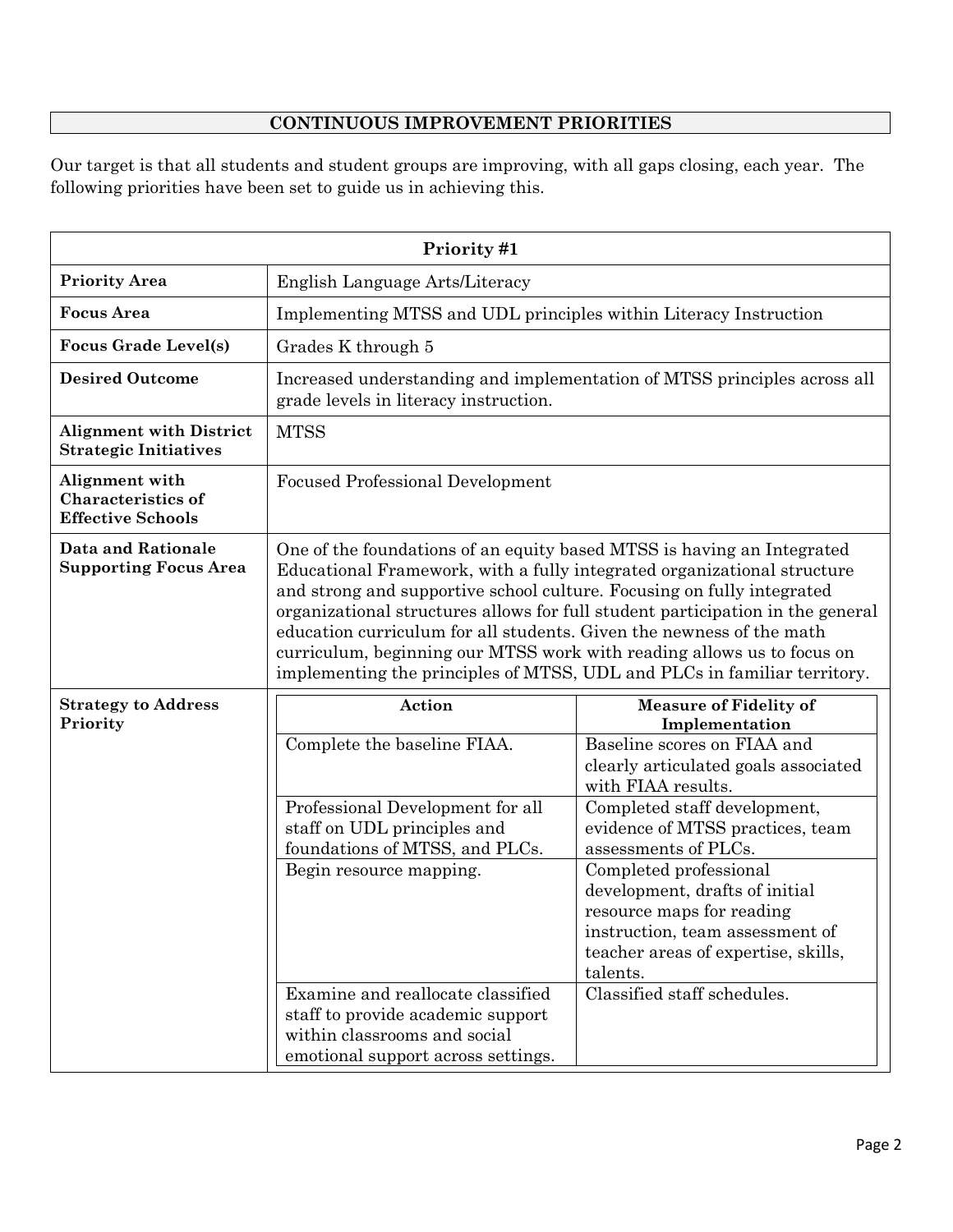## CONTINUOUS IMPROVEMENT PRIORITIES

Our target is that all students and student groups are improving, with all gaps closing, each year. The following priorities have been set to guide us in achieving this.

| Priority #1 | |
|---|---|
| **Priority Area** | English Language Arts/Literacy |
| **Focus Area** | Implementing MTSS and UDL principles within Literacy Instruction |
| **Focus Grade Level(s)** | Grades K through 5 |
| **Desired Outcome** | Increased understanding and implementation of MTSS principles across all grade levels in literacy instruction. |
| **Alignment with District Strategic Initiatives** | MTSS |
| **Alignment with Characteristics of Effective Schools** | Focused Professional Development |
| **Data and Rationale Supporting Focus Area** | One of the foundations of an equity based MTSS is having an Integrated Educational Framework, with a fully integrated organizational structure and strong and supportive school culture. Focusing on fully integrated organizational structures allows for full student participation in the general education curriculum for all students. Given the newness of the math curriculum, beginning our MTSS work with reading allows us to focus on implementing the principles of MTSS, UDL and PLCs in familiar territory. |

**Strategy to Address Priority**

| Action | Measure of Fidelity of Implementation |
|---|---|
| Complete the baseline FIAA. | Baseline scores on FIAA and clearly articulated goals associated with FIAA results. |
| Professional Development for all staff on UDL principles and foundations of MTSS, and PLCs. | Completed staff development, evidence of MTSS practices, team assessments of PLCs. |
| Begin resource mapping. | Completed professional development, drafts of initial resource maps for reading instruction, team assessment of teacher areas of expertise, skills, talents. |
| Examine and reallocate classified staff to provide academic support within classrooms and social emotional support across settings. | Classified staff schedules. |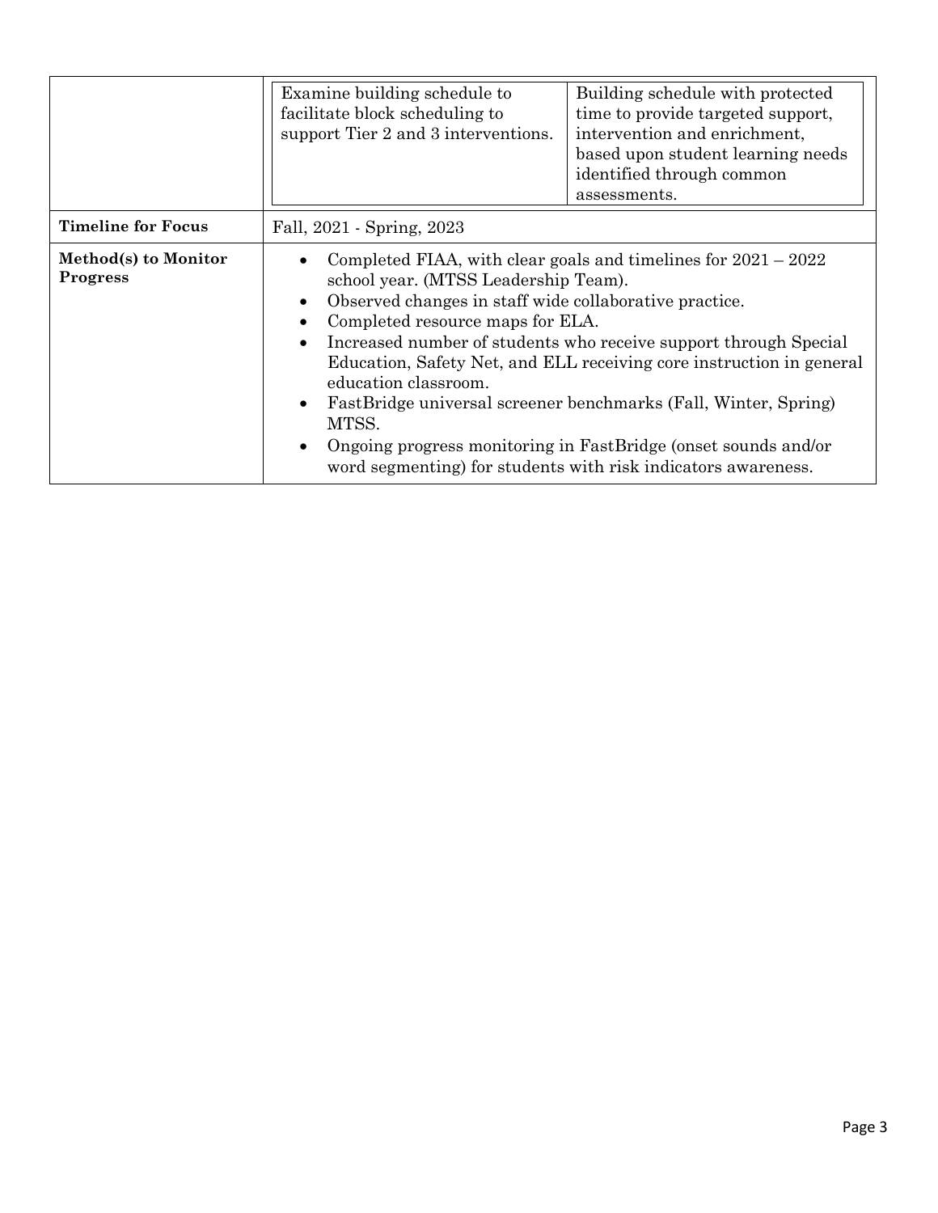| | | |
|---|---|---|
| | Examine building schedule to facilitate block scheduling to support Tier 2 and 3 interventions. | Building schedule with protected time to provide targeted support, intervention and enrichment, based upon student learning needs identified through common assessments. |
| **Timeline for Focus** | Fall, 2021 - Spring, 2023 | |
| **Method(s) to Monitor Progress** | • Completed FIAA, with clear goals and timelines for 2021 – 2022 school year. (MTSS Leadership Team).<br>• Observed changes in staff wide collaborative practice.<br>• Completed resource maps for ELA.<br>• Increased number of students who receive support through Special Education, Safety Net, and ELL receiving core instruction in general education classroom.<br>• FastBridge universal screener benchmarks (Fall, Winter, Spring) MTSS.<br>• Ongoing progress monitoring in FastBridge (onset sounds and/or word segmenting) for students with risk indicators awareness. | |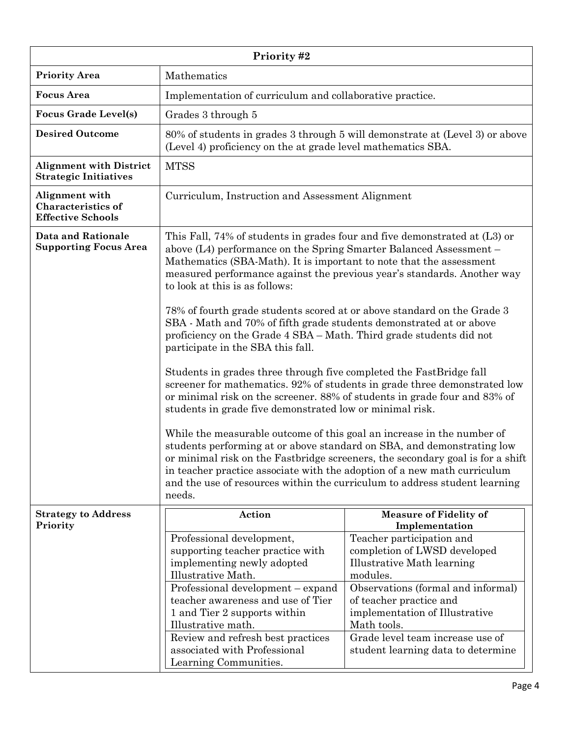| Priority #2 | |
|---|---|
| **Priority Area** | Mathematics |
| **Focus Area** | Implementation of curriculum and collaborative practice. |
| **Focus Grade Level(s)** | Grades 3 through 5 |
| **Desired Outcome** | 80% of students in grades 3 through 5 will demonstrate at (Level 3) or above (Level 4) proficiency on the at grade level mathematics SBA. |
| **Alignment with District Strategic Initiatives** | MTSS |
| **Alignment with Characteristics of Effective Schools** | Curriculum, Instruction and Assessment Alignment |
| **Data and Rationale Supporting Focus Area** | This Fall, 74% of students in grades four and five demonstrated at (L3) or above (L4) performance on the Spring Smarter Balanced Assessment – Mathematics (SBA-Math). It is important to note that the assessment measured performance against the previous year's standards. Another way to look at this is as follows:<br><br>78% of fourth grade students scored at or above standard on the Grade 3 SBA - Math and 70% of fifth grade students demonstrated at or above proficiency on the Grade 4 SBA – Math. Third grade students did not participate in the SBA this fall.<br><br>Students in grades three through five completed the FastBridge fall screener for mathematics. 92% of students in grade three demonstrated low or minimal risk on the screener. 88% of students in grade four and 83% of students in grade five demonstrated low or minimal risk.<br><br>While the measurable outcome of this goal an increase in the number of students performing at or above standard on SBA, and demonstrating low or minimal risk on the Fastbridge screeners, the secondary goal is for a shift in teacher practice associate with the adoption of a new math curriculum and the use of resources within the curriculum to address student learning needs. |
| **Strategy to Address Priority** | See table below |

| Action | Measure of Fidelity of Implementation |
|---|---|
| Professional development, supporting teacher practice with implementing newly adopted Illustrative Math. | Teacher participation and completion of LWSD developed Illustrative Math learning modules. |
| Professional development – expand teacher awareness and use of Tier 1 and Tier 2 supports within Illustrative math. | Observations (formal and informal) of teacher practice and implementation of Illustrative Math tools. |
| Review and refresh best practices associated with Professional Learning Communities. | Grade level team increase use of student learning data to determine |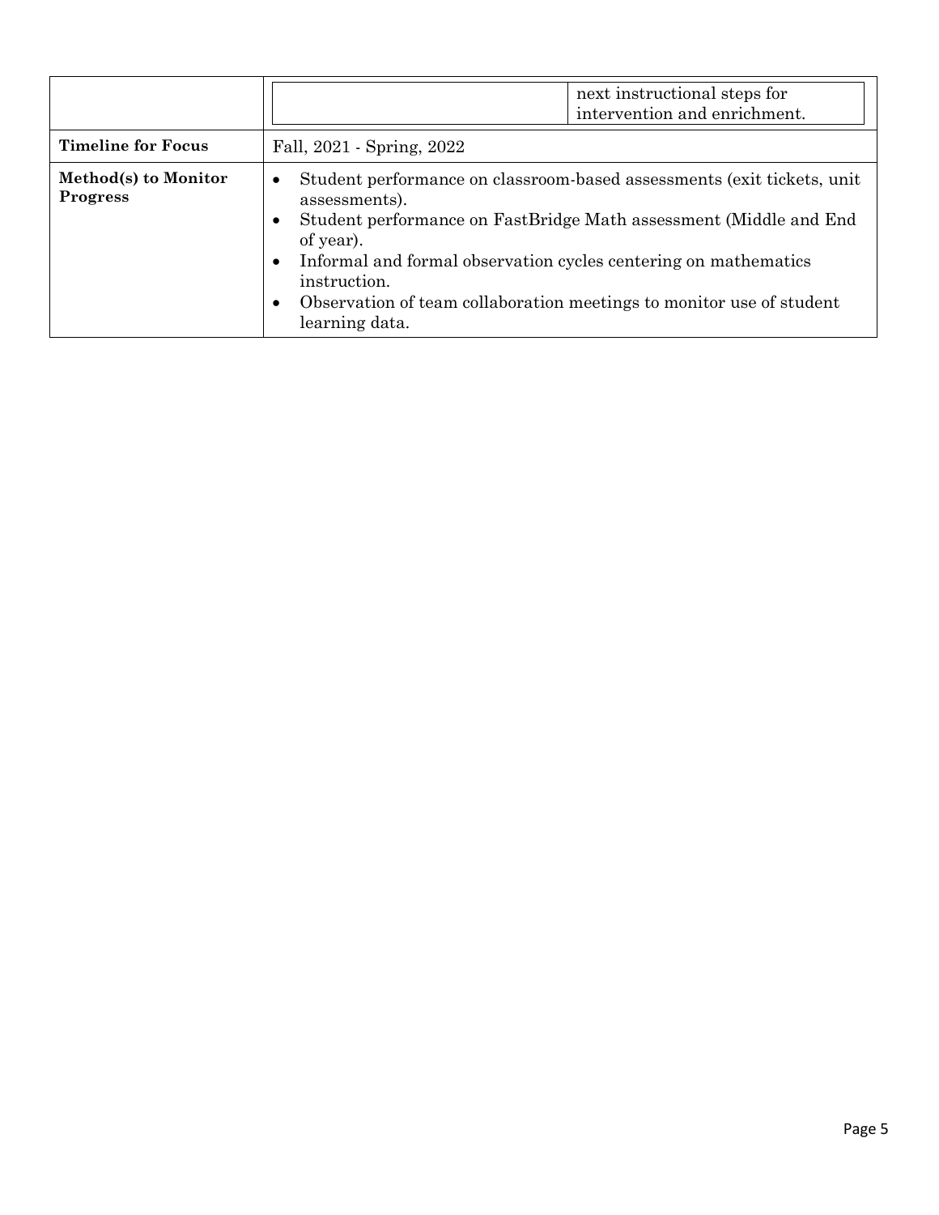| | |
|---|---|
| | next instructional steps for intervention and enrichment. |
| **Timeline for Focus** | Fall, 2021 - Spring, 2022 |
| **Method(s) to Monitor Progress** | • Student performance on classroom-based assessments (exit tickets, unit assessments).<br>• Student performance on FastBridge Math assessment (Middle and End of year).<br>• Informal and formal observation cycles centering on mathematics instruction.<br>• Observation of team collaboration meetings to monitor use of student learning data. |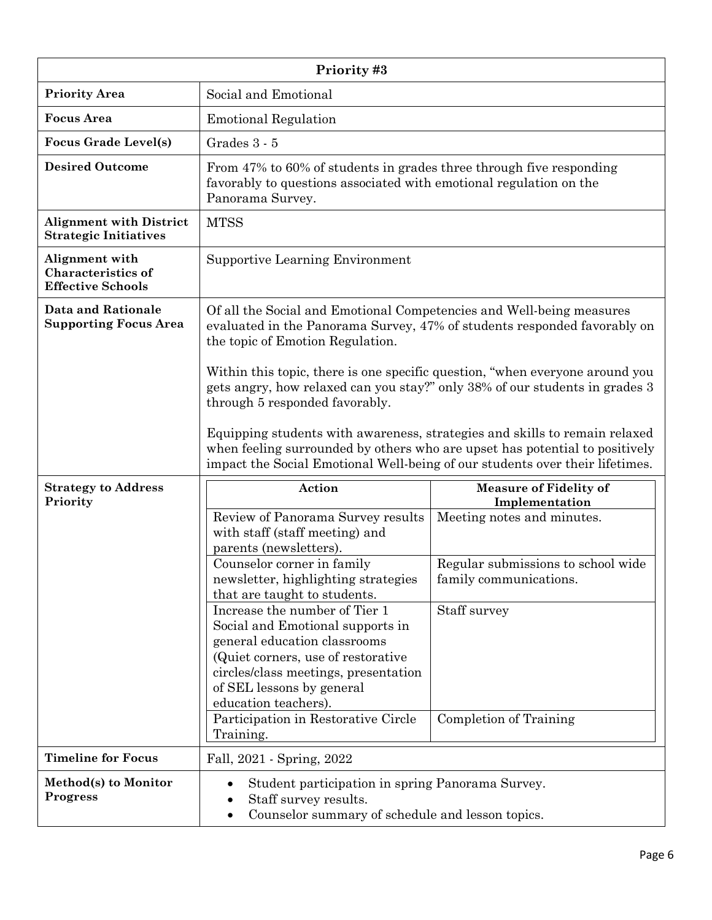| Priority #3 | |
|---|---|
| **Priority Area** | Social and Emotional |
| **Focus Area** | Emotional Regulation |
| **Focus Grade Level(s)** | Grades 3 - 5 |
| **Desired Outcome** | From 47% to 60% of students in grades three through five responding favorably to questions associated with emotional regulation on the Panorama Survey. |
| **Alignment with District Strategic Initiatives** | MTSS |
| **Alignment with Characteristics of Effective Schools** | Supportive Learning Environment |
| **Data and Rationale Supporting Focus Area** | Of all the Social and Emotional Competencies and Well-being measures evaluated in the Panorama Survey, 47% of students responded favorably on the topic of Emotion Regulation.<br><br>Within this topic, there is one specific question, "when everyone around you gets angry, how relaxed can you stay?" only 38% of our students in grades 3 through 5 responded favorably.<br><br>Equipping students with awareness, strategies and skills to remain relaxed when feeling surrounded by others who are upset has potential to positively impact the Social Emotional Well-being of our students over their lifetimes. |
| **Strategy to Address Priority** | See table below |
| **Timeline for Focus** | Fall, 2021 - Spring, 2022 |
| **Method(s) to Monitor Progress** | • Student participation in spring Panorama Survey.<br>• Staff survey results.<br>• Counselor summary of schedule and lesson topics. |

**Strategy to Address Priority**

| Action | Measure of Fidelity of Implementation |
|---|---|
| Review of Panorama Survey results with staff (staff meeting) and parents (newsletters). | Meeting notes and minutes. |
| Counselor corner in family newsletter, highlighting strategies that are taught to students. | Regular submissions to school wide family communications. |
| Increase the number of Tier 1 Social and Emotional supports in general education classrooms (Quiet corners, use of restorative circles/class meetings, presentation of SEL lessons by general education teachers). | Staff survey |
| Participation in Restorative Circle Training. | Completion of Training |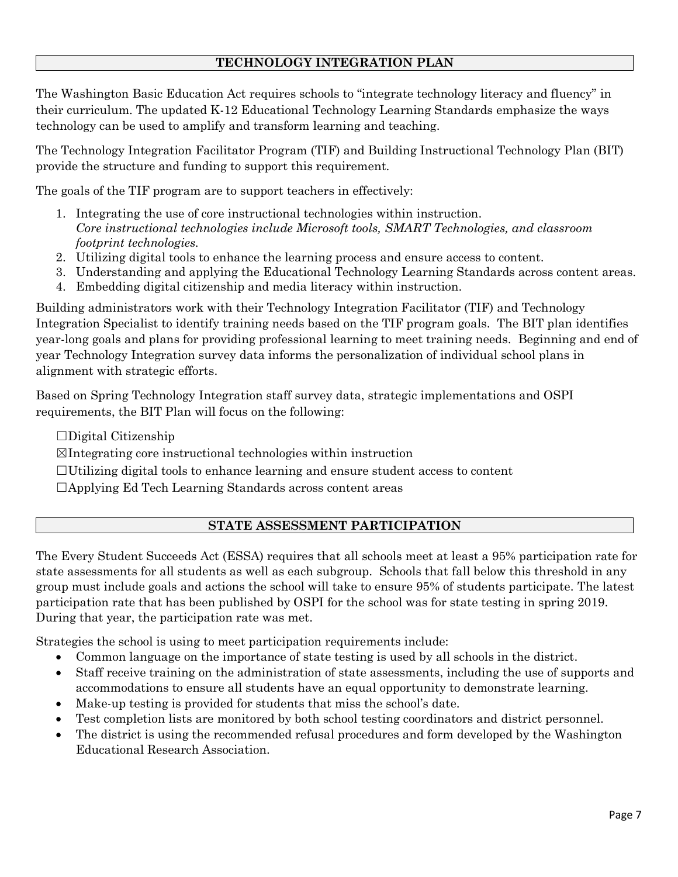## TECHNOLOGY INTEGRATION PLAN

The Washington Basic Education Act requires schools to "integrate technology literacy and fluency" in their curriculum. The updated K-12 Educational Technology Learning Standards emphasize the ways technology can be used to amplify and transform learning and teaching.

The Technology Integration Facilitator Program (TIF) and Building Instructional Technology Plan (BIT) provide the structure and funding to support this requirement.

The goals of the TIF program are to support teachers in effectively:

1. Integrating the use of core instructional technologies within instruction.
   *Core instructional technologies include Microsoft tools, SMART Technologies, and classroom footprint technologies.*
2. Utilizing digital tools to enhance the learning process and ensure access to content.
3. Understanding and applying the Educational Technology Learning Standards across content areas.
4. Embedding digital citizenship and media literacy within instruction.

Building administrators work with their Technology Integration Facilitator (TIF) and Technology Integration Specialist to identify training needs based on the TIF program goals. The BIT plan identifies year-long goals and plans for providing professional learning to meet training needs. Beginning and end of year Technology Integration survey data informs the personalization of individual school plans in alignment with strategic efforts.

Based on Spring Technology Integration staff survey data, strategic implementations and OSPI requirements, the BIT Plan will focus on the following:

☐Digital Citizenship

☒Integrating core instructional technologies within instruction

☐Utilizing digital tools to enhance learning and ensure student access to content

☐Applying Ed Tech Learning Standards across content areas

## STATE ASSESSMENT PARTICIPATION

The Every Student Succeeds Act (ESSA) requires that all schools meet at least a 95% participation rate for state assessments for all students as well as each subgroup. Schools that fall below this threshold in any group must include goals and actions the school will take to ensure 95% of students participate. The latest participation rate that has been published by OSPI for the school was for state testing in spring 2019. During that year, the participation rate was met.

Strategies the school is using to meet participation requirements include:

- Common language on the importance of state testing is used by all schools in the district.
- Staff receive training on the administration of state assessments, including the use of supports and accommodations to ensure all students have an equal opportunity to demonstrate learning.
- Make-up testing is provided for students that miss the school's date.
- Test completion lists are monitored by both school testing coordinators and district personnel.
- The district is using the recommended refusal procedures and form developed by the Washington Educational Research Association.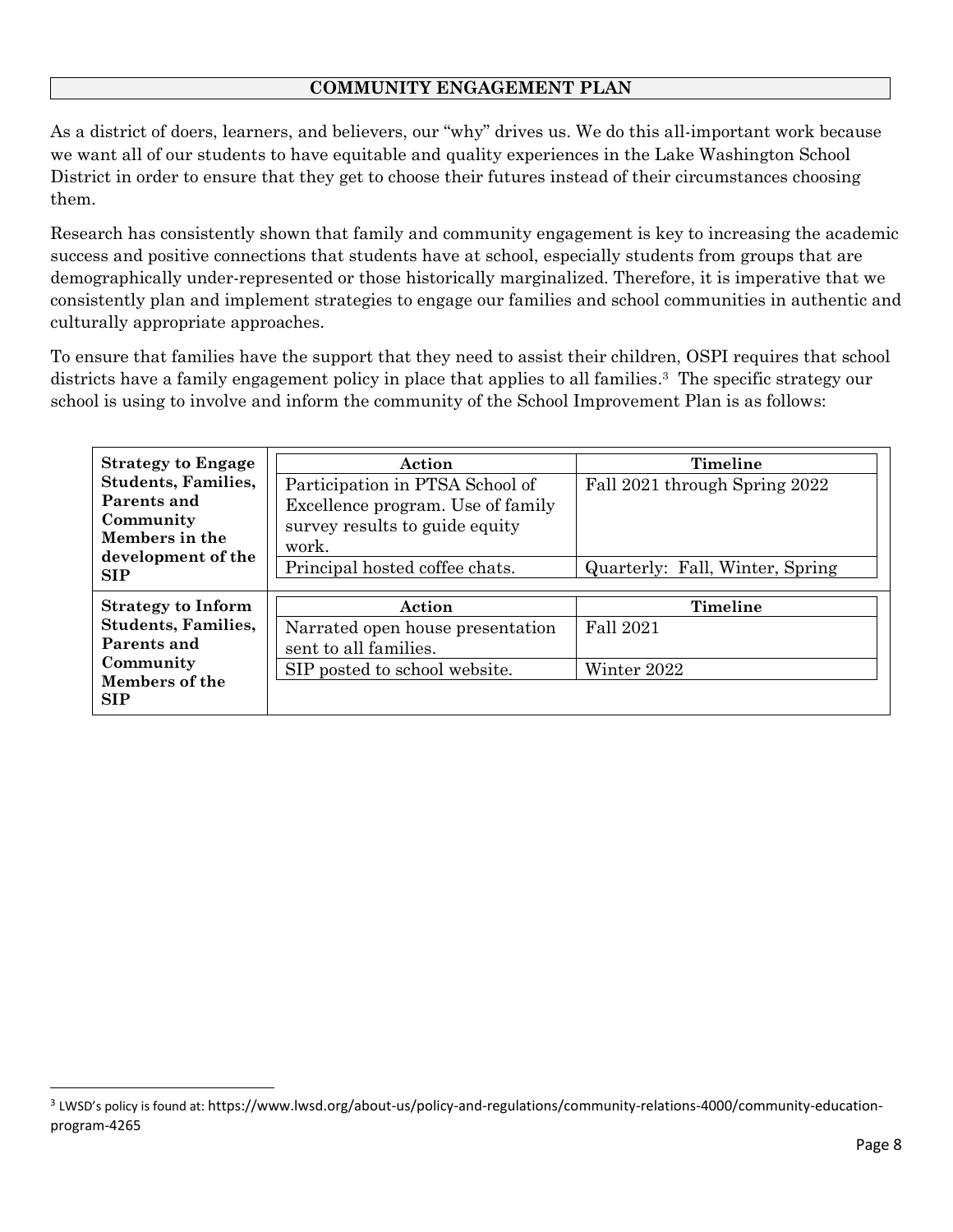## COMMUNITY ENGAGEMENT PLAN

As a district of doers, learners, and believers, our "why" drives us. We do this all-important work because we want all of our students to have equitable and quality experiences in the Lake Washington School District in order to ensure that they get to choose their futures instead of their circumstances choosing them.

Research has consistently shown that family and community engagement is key to increasing the academic success and positive connections that students have at school, especially students from groups that are demographically under-represented or those historically marginalized. Therefore, it is imperative that we consistently plan and implement strategies to engage our families and school communities in authentic and culturally appropriate approaches.

To ensure that families have the support that they need to assist their children, OSPI requires that school districts have a family engagement policy in place that applies to all families.[3] The specific strategy our school is using to involve and inform the community of the School Improvement Plan is as follows:

| | Action | Timeline |
|---|---|---|
| **Strategy to Engage Students, Families, Parents and Community Members in the development of the SIP** | Participation in PTSA School of Excellence program. Use of family survey results to guide equity work. | Fall 2021 through Spring 2022 |
| | Principal hosted coffee chats. | Quarterly: Fall, Winter, Spring |
| **Strategy to Inform Students, Families, Parents and Community Members of the SIP** | Narrated open house presentation sent to all families. | Fall 2021 |
| | SIP posted to school website. | Winter 2022 |

[3] LWSD's policy is found at: https://www.lwsd.org/about-us/policy-and-regulations/community-relations-4000/community-education-program-4265